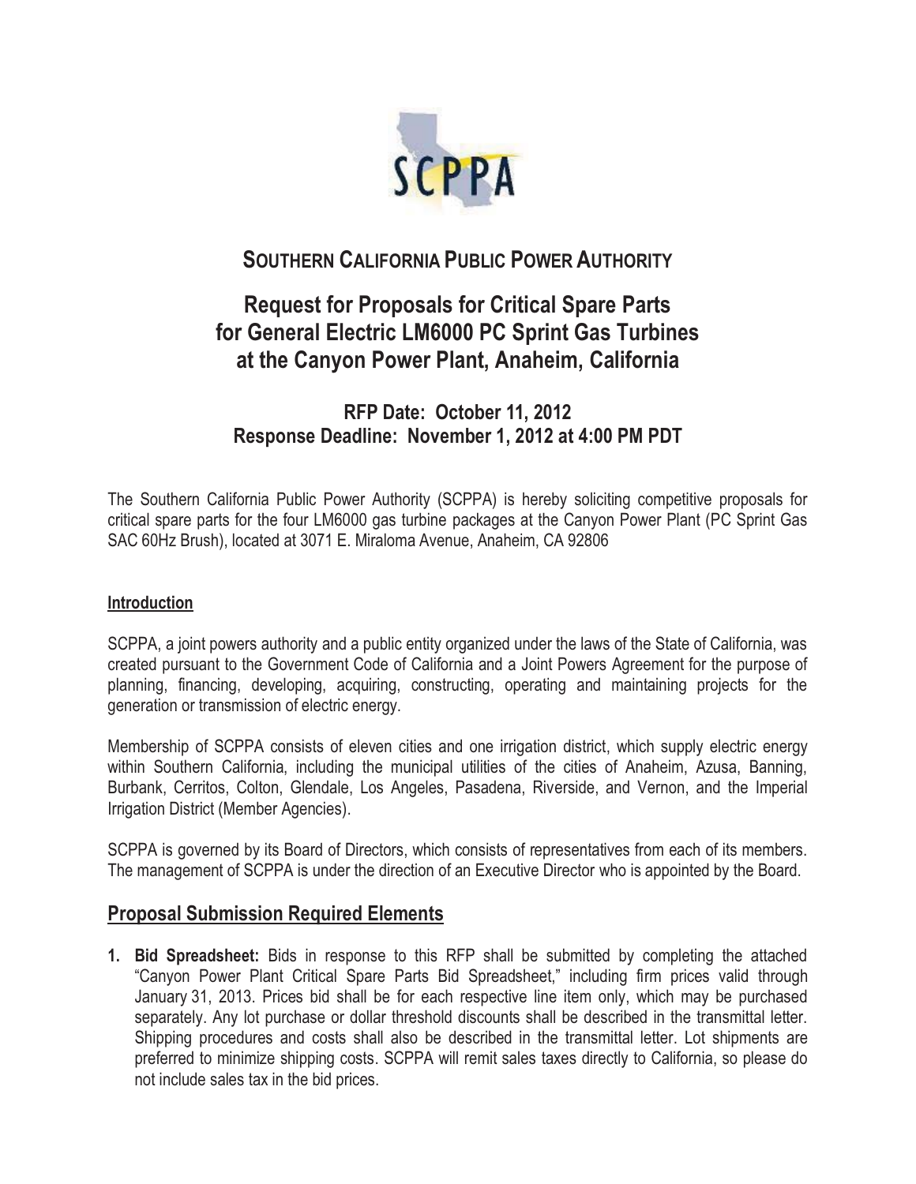# SOUTHERN CALIFORNIA PUBLIC POWER AUTHORITY

## Request for Proposals for Critical Spare Parts for General Electric LM6000 PC Sprint Gas Turbines at the Canyon Power Plant, Anaheim, California

### RFP Date: October 11, 2012
### Response Deadline: November 1, 2012 at 4:00 PM PDT

The Southern California Public Power Authority (SCPPA) is hereby soliciting competitive proposals for critical spare parts for the four LM6000 gas turbine packages at the Canyon Power Plant (PC Sprint Gas SAC 60Hz Brush), located at 3071 E. Miraloma Avenue, Anaheim, CA 92806

**Introduction**

SCPPA, a joint powers authority and a public entity organized under the laws of the State of California, was created pursuant to the Government Code of California and a Joint Powers Agreement for the purpose of planning, financing, developing, acquiring, constructing, operating and maintaining projects for the generation or transmission of electric energy.

Membership of SCPPA consists of eleven cities and one irrigation district, which supply electric energy within Southern California, including the municipal utilities of the cities of Anaheim, Azusa, Banning, Burbank, Cerritos, Colton, Glendale, Los Angeles, Pasadena, Riverside, and Vernon, and the Imperial Irrigation District (Member Agencies).

SCPPA is governed by its Board of Directors, which consists of representatives from each of its members. The management of SCPPA is under the direction of an Executive Director who is appointed by the Board.

## Proposal Submission Required Elements

1. **Bid Spreadsheet:** Bids in response to this RFP shall be submitted by completing the attached "Canyon Power Plant Critical Spare Parts Bid Spreadsheet," including firm prices valid through January 31, 2013. Prices bid shall be for each respective line item only, which may be purchased separately. Any lot purchase or dollar threshold discounts shall be described in the transmittal letter. Shipping procedures and costs shall also be described in the transmittal letter. Lot shipments are preferred to minimize shipping costs. SCPPA will remit sales taxes directly to California, so please do not include sales tax in the bid prices.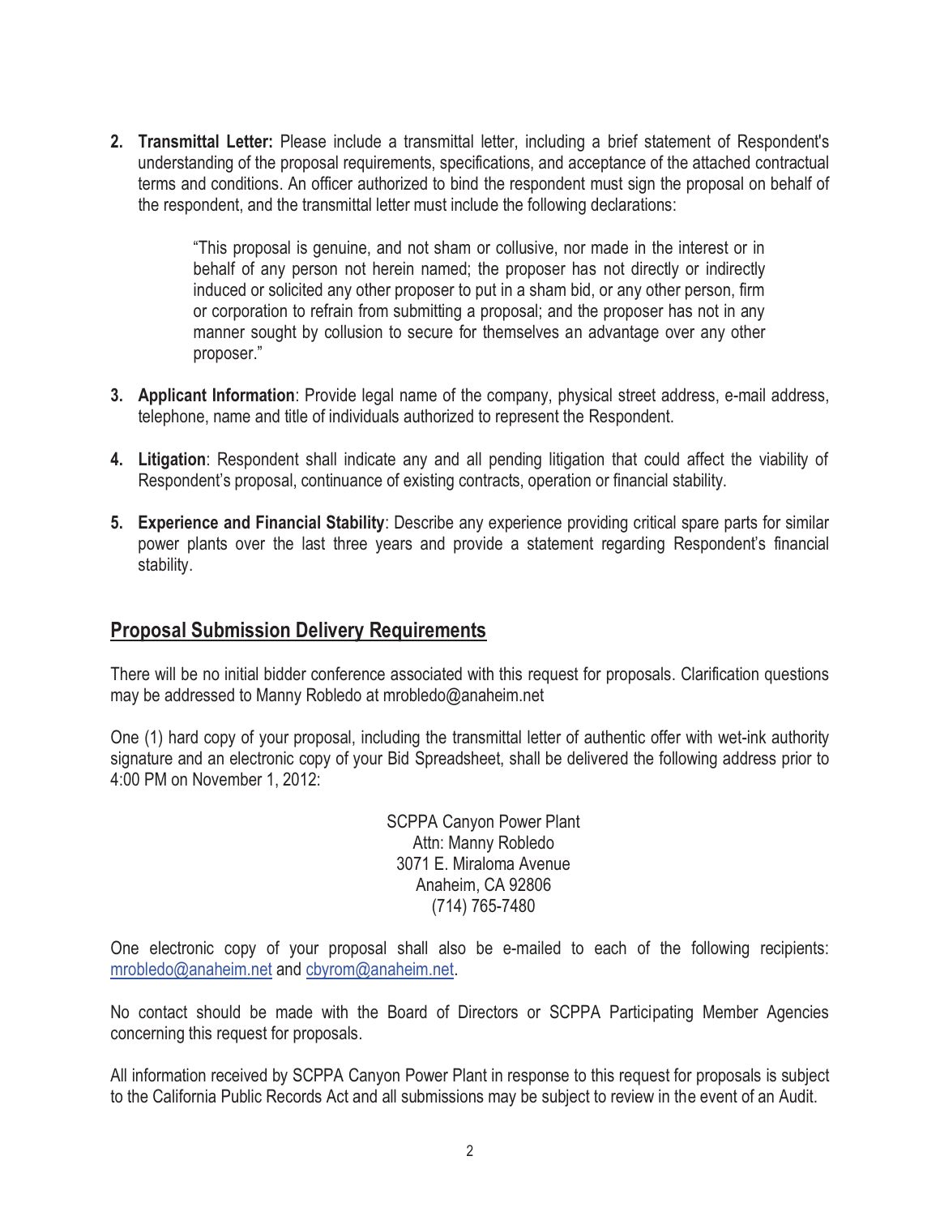2. **Transmittal Letter:** Please include a transmittal letter, including a brief statement of Respondent's understanding of the proposal requirements, specifications, and acceptance of the attached contractual terms and conditions. An officer authorized to bind the respondent must sign the proposal on behalf of the respondent, and the transmittal letter must include the following declarations:

   > "This proposal is genuine, and not sham or collusive, nor made in the interest or in behalf of any person not herein named; the proposer has not directly or indirectly induced or solicited any other proposer to put in a sham bid, or any other person, firm or corporation to refrain from submitting a proposal; and the proposer has not in any manner sought by collusion to secure for themselves an advantage over any other proposer."

3. **Applicant Information**: Provide legal name of the company, physical street address, e-mail address, telephone, name and title of individuals authorized to represent the Respondent.

4. **Litigation**: Respondent shall indicate any and all pending litigation that could affect the viability of Respondent's proposal, continuance of existing contracts, operation or financial stability.

5. **Experience and Financial Stability**: Describe any experience providing critical spare parts for similar power plants over the last three years and provide a statement regarding Respondent's financial stability.

## Proposal Submission Delivery Requirements

There will be no initial bidder conference associated with this request for proposals. Clarification questions may be addressed to Manny Robledo at mrobledo@anaheim.net

One (1) hard copy of your proposal, including the transmittal letter of authentic offer with wet-ink authority signature and an electronic copy of your Bid Spreadsheet, shall be delivered the following address prior to 4:00 PM on November 1, 2012:

SCPPA Canyon Power Plant
Attn: Manny Robledo
3071 E. Miraloma Avenue
Anaheim, CA 92806
(714) 765-7480

One electronic copy of your proposal shall also be e-mailed to each of the following recipients: mrobledo@anaheim.net and cbyrom@anaheim.net.

No contact should be made with the Board of Directors or SCPPA Participating Member Agencies concerning this request for proposals.

All information received by SCPPA Canyon Power Plant in response to this request for proposals is subject to the California Public Records Act and all submissions may be subject to review in the event of an Audit.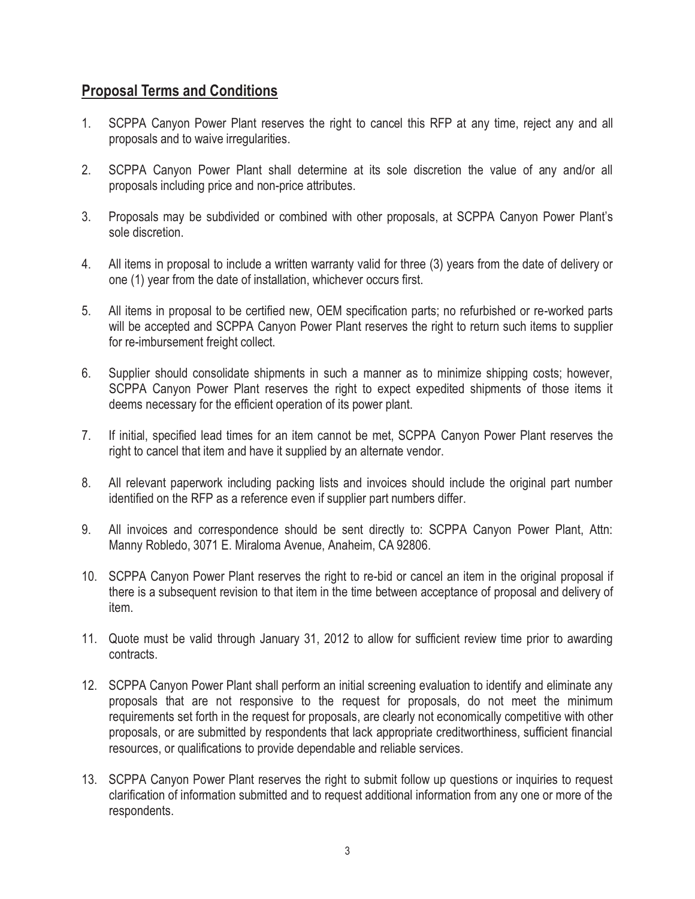## Proposal Terms and Conditions

1. SCPPA Canyon Power Plant reserves the right to cancel this RFP at any time, reject any and all proposals and to waive irregularities.

2. SCPPA Canyon Power Plant shall determine at its sole discretion the value of any and/or all proposals including price and non-price attributes.

3. Proposals may be subdivided or combined with other proposals, at SCPPA Canyon Power Plant's sole discretion.

4. All items in proposal to include a written warranty valid for three (3) years from the date of delivery or one (1) year from the date of installation, whichever occurs first.

5. All items in proposal to be certified new, OEM specification parts; no refurbished or re-worked parts will be accepted and SCPPA Canyon Power Plant reserves the right to return such items to supplier for re-imbursement freight collect.

6. Supplier should consolidate shipments in such a manner as to minimize shipping costs; however, SCPPA Canyon Power Plant reserves the right to expect expedited shipments of those items it deems necessary for the efficient operation of its power plant.

7. If initial, specified lead times for an item cannot be met, SCPPA Canyon Power Plant reserves the right to cancel that item and have it supplied by an alternate vendor.

8. All relevant paperwork including packing lists and invoices should include the original part number identified on the RFP as a reference even if supplier part numbers differ.

9. All invoices and correspondence should be sent directly to: SCPPA Canyon Power Plant, Attn: Manny Robledo, 3071 E. Miraloma Avenue, Anaheim, CA 92806.

10. SCPPA Canyon Power Plant reserves the right to re-bid or cancel an item in the original proposal if there is a subsequent revision to that item in the time between acceptance of proposal and delivery of item.

11. Quote must be valid through January 31, 2012 to allow for sufficient review time prior to awarding contracts.

12. SCPPA Canyon Power Plant shall perform an initial screening evaluation to identify and eliminate any proposals that are not responsive to the request for proposals, do not meet the minimum requirements set forth in the request for proposals, are clearly not economically competitive with other proposals, or are submitted by respondents that lack appropriate creditworthiness, sufficient financial resources, or qualifications to provide dependable and reliable services.

13. SCPPA Canyon Power Plant reserves the right to submit follow up questions or inquiries to request clarification of information submitted and to request additional information from any one or more of the respondents.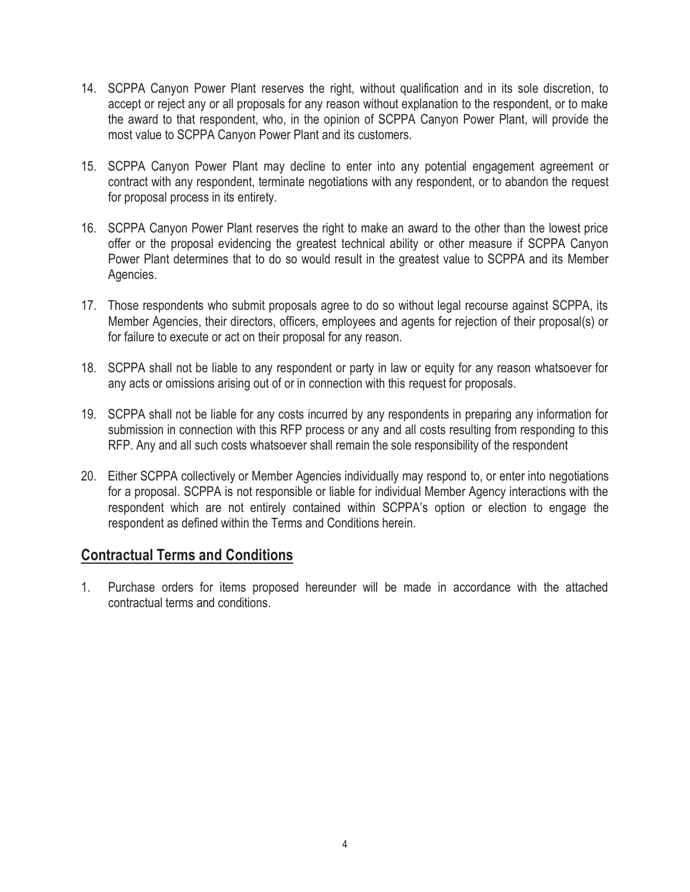14. SCPPA Canyon Power Plant reserves the right, without qualification and in its sole discretion, to accept or reject any or all proposals for any reason without explanation to the respondent, or to make the award to that respondent, who, in the opinion of SCPPA Canyon Power Plant, will provide the most value to SCPPA Canyon Power Plant and its customers.

15. SCPPA Canyon Power Plant may decline to enter into any potential engagement agreement or contract with any respondent, terminate negotiations with any respondent, or to abandon the request for proposal process in its entirety.

16. SCPPA Canyon Power Plant reserves the right to make an award to the other than the lowest price offer or the proposal evidencing the greatest technical ability or other measure if SCPPA Canyon Power Plant determines that to do so would result in the greatest value to SCPPA and its Member Agencies.

17. Those respondents who submit proposals agree to do so without legal recourse against SCPPA, its Member Agencies, their directors, officers, employees and agents for rejection of their proposal(s) or for failure to execute or act on their proposal for any reason.

18. SCPPA shall not be liable to any respondent or party in law or equity for any reason whatsoever for any acts or omissions arising out of or in connection with this request for proposals.

19. SCPPA shall not be liable for any costs incurred by any respondents in preparing any information for submission in connection with this RFP process or any and all costs resulting from responding to this RFP. Any and all such costs whatsoever shall remain the sole responsibility of the respondent

20. Either SCPPA collectively or Member Agencies individually may respond to, or enter into negotiations for a proposal. SCPPA is not responsible or liable for individual Member Agency interactions with the respondent which are not entirely contained within SCPPA's option or election to engage the respondent as defined within the Terms and Conditions herein.

## Contractual Terms and Conditions

1. Purchase orders for items proposed hereunder will be made in accordance with the attached contractual terms and conditions.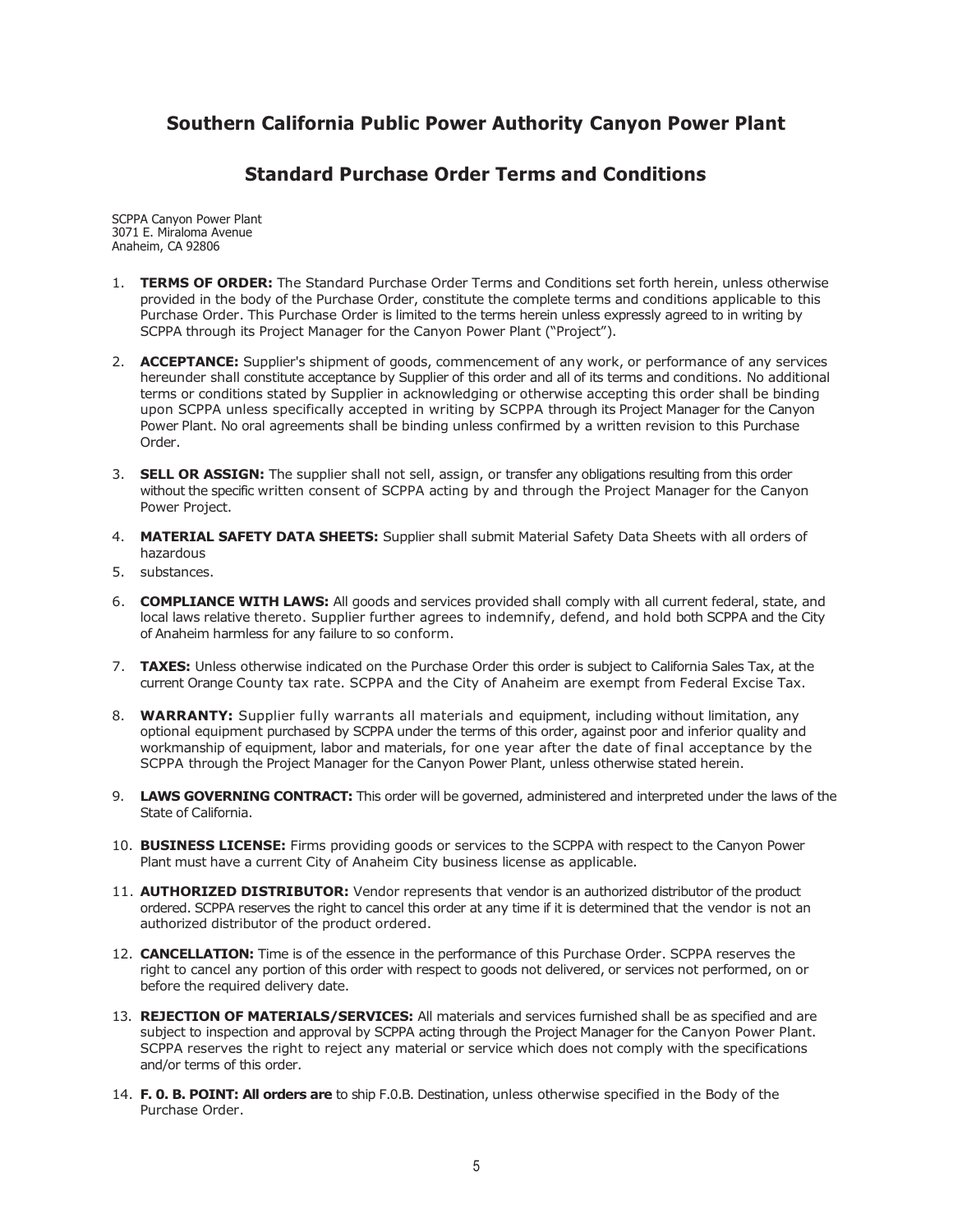## Southern California Public Power Authority Canyon Power Plant

## Standard Purchase Order Terms and Conditions

SCPPA Canyon Power Plant
3071 E. Miraloma Avenue
Anaheim, CA 92806

1. **TERMS OF ORDER:** The Standard Purchase Order Terms and Conditions set forth herein, unless otherwise provided in the body of the Purchase Order, constitute the complete terms and conditions applicable to this Purchase Order. This Purchase Order is limited to the terms herein unless expressly agreed to in writing by SCPPA through its Project Manager for the Canyon Power Plant ("Project").
2. **ACCEPTANCE:** Supplier's shipment of goods, commencement of any work, or performance of any services hereunder shall constitute acceptance by Supplier of this order and all of its terms and conditions. No additional terms or conditions stated by Supplier in acknowledging or otherwise accepting this order shall be binding upon SCPPA unless specifically accepted in writing by SCPPA through its Project Manager for the Canyon Power Plant. No oral agreements shall be binding unless confirmed by a written revision to this Purchase Order.
3. **SELL OR ASSIGN:** The supplier shall not sell, assign, or transfer any obligations resulting from this order without the specific written consent of SCPPA acting by and through the Project Manager for the Canyon Power Project.
4. **MATERIAL SAFETY DATA SHEETS:** Supplier shall submit Material Safety Data Sheets with all orders of hazardous
5. substances.
6. **COMPLIANCE WITH LAWS:** All goods and services provided shall comply with all current federal, state, and local laws relative thereto. Supplier further agrees to indemnify, defend, and hold both SCPPA and the City of Anaheim harmless for any failure to so conform.
7. **TAXES:** Unless otherwise indicated on the Purchase Order this order is subject to California Sales Tax, at the current Orange County tax rate. SCPPA and the City of Anaheim are exempt from Federal Excise Tax.
8. **WARRANTY:** Supplier fully warrants all materials and equipment, including without limitation, any optional equipment purchased by SCPPA under the terms of this order, against poor and inferior quality and workmanship of equipment, labor and materials, for one year after the date of final acceptance by the SCPPA through the Project Manager for the Canyon Power Plant, unless otherwise stated herein.
9. **LAWS GOVERNING CONTRACT:** This order will be governed, administered and interpreted under the laws of the State of California.
10. **BUSINESS LICENSE:** Firms providing goods or services to the SCPPA with respect to the Canyon Power Plant must have a current City of Anaheim City business license as applicable.
11. **AUTHORIZED DISTRIBUTOR:** Vendor represents that vendor is an authorized distributor of the product ordered. SCPPA reserves the right to cancel this order at any time if it is determined that the vendor is not an authorized distributor of the product ordered.
12. **CANCELLATION:** Time is of the essence in the performance of this Purchase Order. SCPPA reserves the right to cancel any portion of this order with respect to goods not delivered, or services not performed, on or before the required delivery date.
13. **REJECTION OF MATERIALS/SERVICES:** All materials and services furnished shall be as specified and are subject to inspection and approval by SCPPA acting through the Project Manager for the Canyon Power Plant. SCPPA reserves the right to reject any material or service which does not comply with the specifications and/or terms of this order.
14. **F. 0. B. POINT: All orders are** to ship F.0.B. Destination, unless otherwise specified in the Body of the Purchase Order.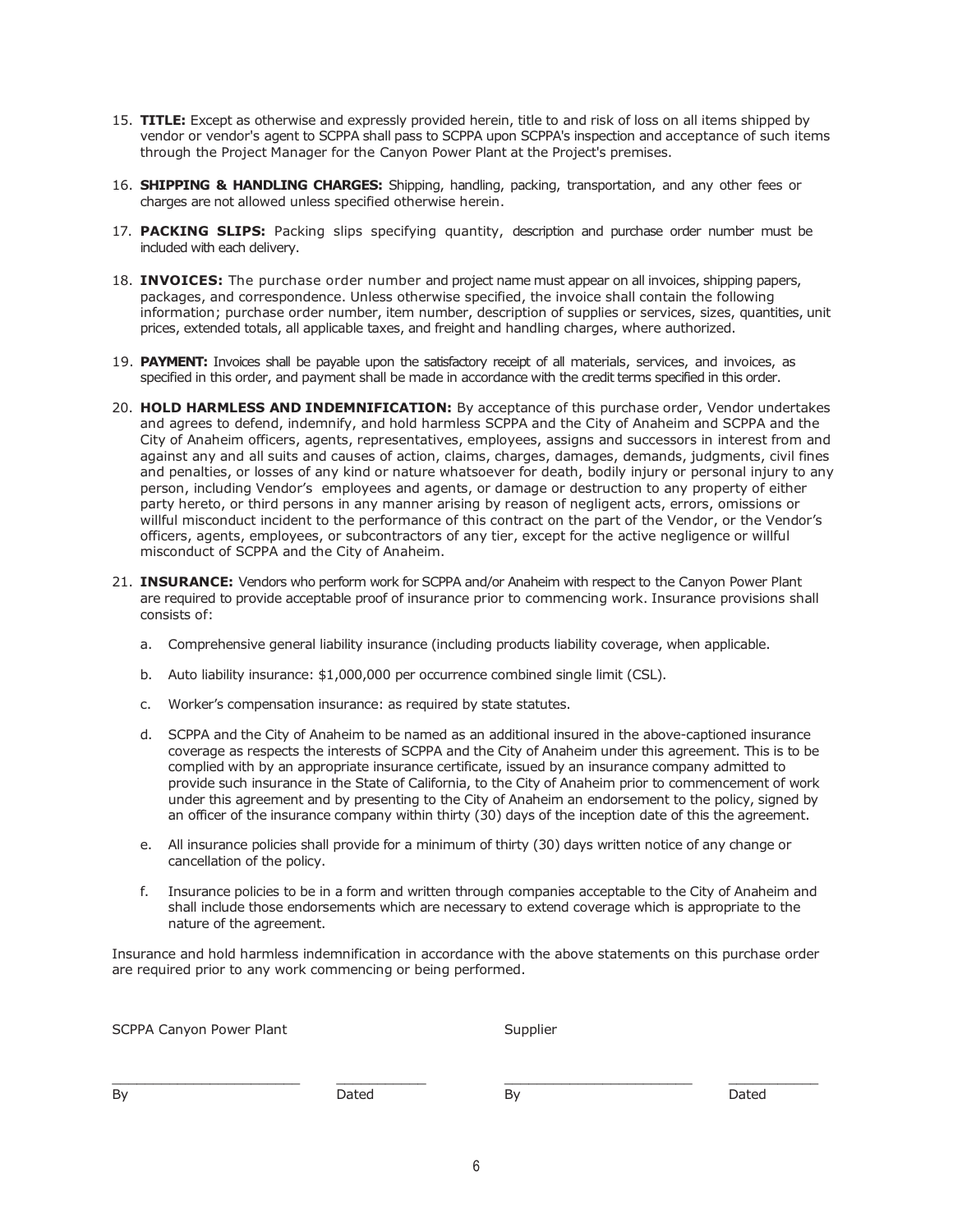15. **TITLE:** Except as otherwise and expressly provided herein, title to and risk of loss on all items shipped by vendor or vendor's agent to SCPPA shall pass to SCPPA upon SCPPA's inspection and acceptance of such items through the Project Manager for the Canyon Power Plant at the Project's premises.

16. **SHIPPING & HANDLING CHARGES:** Shipping, handling, packing, transportation, and any other fees or charges are not allowed unless specified otherwise herein.

17. **PACKING SLIPS:** Packing slips specifying quantity, description and purchase order number must be included with each delivery.

18. **INVOICES:** The purchase order number and project name must appear on all invoices, shipping papers, packages, and correspondence. Unless otherwise specified, the invoice shall contain the following information; purchase order number, item number, description of supplies or services, sizes, quantities, unit prices, extended totals, all applicable taxes, and freight and handling charges, where authorized.

19. **PAYMENT:** Invoices shall be payable upon the satisfactory receipt of all materials, services, and invoices, as specified in this order, and payment shall be made in accordance with the credit terms specified in this order.

20. **HOLD HARMLESS AND INDEMNIFICATION:** By acceptance of this purchase order, Vendor undertakes and agrees to defend, indemnify, and hold harmless SCPPA and the City of Anaheim and SCPPA and the City of Anaheim officers, agents, representatives, employees, assigns and successors in interest from and against any and all suits and causes of action, claims, charges, damages, demands, judgments, civil fines and penalties, or losses of any kind or nature whatsoever for death, bodily injury or personal injury to any person, including Vendor's employees and agents, or damage or destruction to any property of either party hereto, or third persons in any manner arising by reason of negligent acts, errors, omissions or willful misconduct incident to the performance of this contract on the part of the Vendor, or the Vendor's officers, agents, employees, or subcontractors of any tier, except for the active negligence or willful misconduct of SCPPA and the City of Anaheim.

21. **INSURANCE:** Vendors who perform work for SCPPA and/or Anaheim with respect to the Canyon Power Plant are required to provide acceptable proof of insurance prior to commencing work. Insurance provisions shall consists of:

    a. Comprehensive general liability insurance (including products liability coverage, when applicable.

    b. Auto liability insurance: $1,000,000 per occurrence combined single limit (CSL).

    c. Worker's compensation insurance: as required by state statutes.

    d. SCPPA and the City of Anaheim to be named as an additional insured in the above-captioned insurance coverage as respects the interests of SCPPA and the City of Anaheim under this agreement. This is to be complied with by an appropriate insurance certificate, issued by an insurance company admitted to provide such insurance in the State of California, to the City of Anaheim prior to commencement of work under this agreement and by presenting to the City of Anaheim an endorsement to the policy, signed by an officer of the insurance company within thirty (30) days of the inception date of this the agreement.

    e. All insurance policies shall provide for a minimum of thirty (30) days written notice of any change or cancellation of the policy.

    f. Insurance policies to be in a form and written through companies acceptable to the City of Anaheim and shall include those endorsements which are necessary to extend coverage which is appropriate to the nature of the agreement.

Insurance and hold harmless indemnification in accordance with the above statements on this purchase order are required prior to any work commencing or being performed.

| SCPPA Canyon Power Plant | | Supplier | |
|---|---|---|---|
| ______________________ | ___________ | ______________________ | ___________ |
| By | Dated | By | Dated |